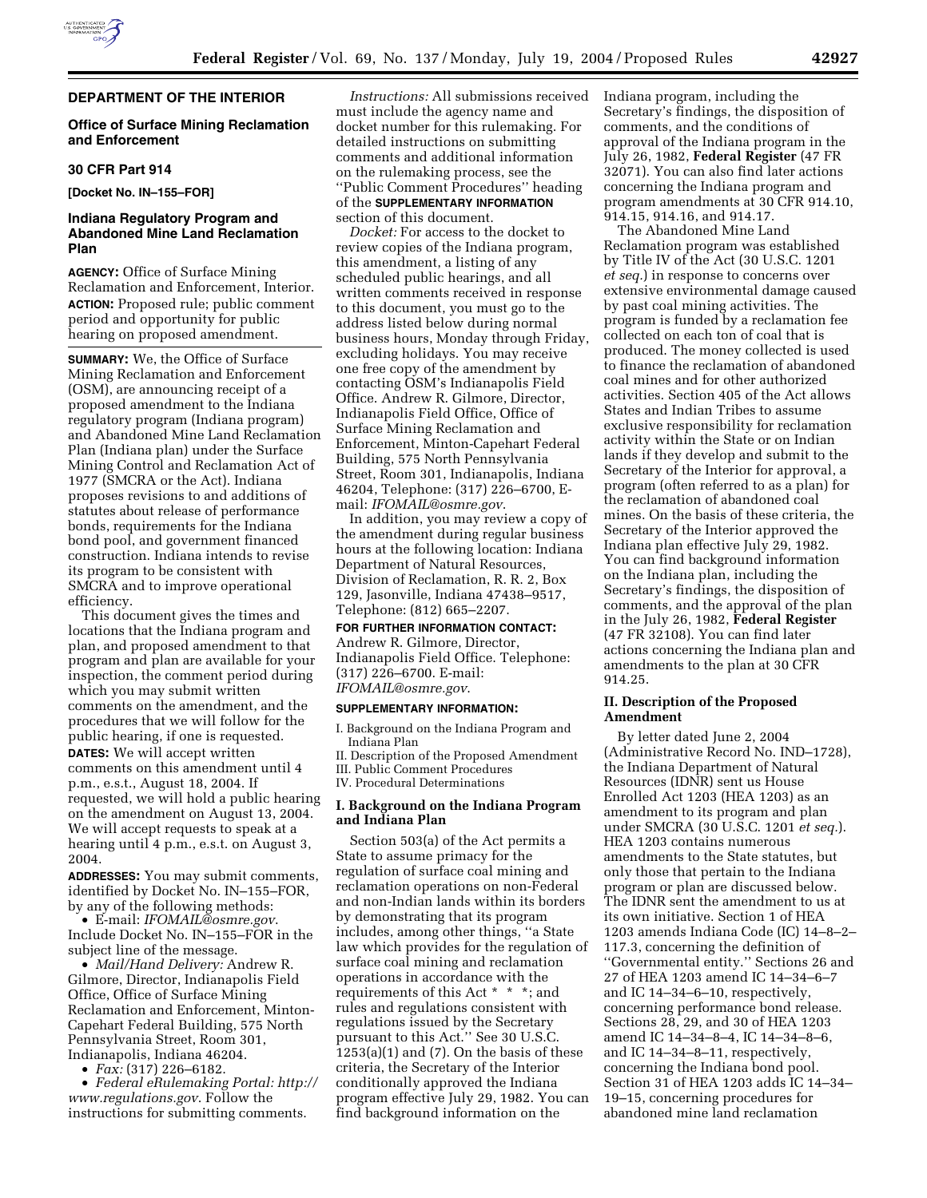## DEPARTMENT OF THE INTERIOR

### Office of Surface Mining Reclamation and Enforcement

### 30 CFR Part 914

**[Docket No. IN–155–FOR]**

### Indiana Regulatory Program and Abandoned Mine Land Reclamation Plan

**AGENCY:** Office of Surface Mining Reclamation and Enforcement, Interior.

**ACTION:** Proposed rule; public comment period and opportunity for public hearing on proposed amendment.

**SUMMARY:** We, the Office of Surface Mining Reclamation and Enforcement (OSM), are announcing receipt of a proposed amendment to the Indiana regulatory program (Indiana program) and Abandoned Mine Land Reclamation Plan (Indiana plan) under the Surface Mining Control and Reclamation Act of 1977 (SMCRA or the Act). Indiana proposes revisions to and additions of statutes about release of performance bonds, requirements for the Indiana bond pool, and government financed construction. Indiana intends to revise its program to be consistent with SMCRA and to improve operational efficiency.

This document gives the times and locations that the Indiana program and plan, and proposed amendment to that program and plan are available for your inspection, the comment period during which you may submit written comments on the amendment, and the procedures that we will follow for the public hearing, if one is requested.

**DATES:** We will accept written comments on this amendment until 4 p.m., e.s.t., August 18, 2004. If requested, we will hold a public hearing on the amendment on August 13, 2004. We will accept requests to speak at a hearing until 4 p.m., e.s.t. on August 3, 2004.

**ADDRESSES:** You may submit comments, identified by Docket No. IN–155–FOR, by any of the following methods:

- E-mail: *IFOMAIL@osmre.gov*. Include Docket No. IN–155–FOR in the subject line of the message.
- *Mail/Hand Delivery:* Andrew R. Gilmore, Director, Indianapolis Field Office, Office of Surface Mining Reclamation and Enforcement, Minton-Capehart Federal Building, 575 North Pennsylvania Street, Room 301, Indianapolis, Indiana 46204.
- *Fax:* (317) 226–6182.
- *Federal eRulemaking Portal: http://www.regulations.gov*. Follow the instructions for submitting comments.

*Instructions:* All submissions received must include the agency name and docket number for this rulemaking. For detailed instructions on submitting comments and additional information on the rulemaking process, see the ''Public Comment Procedures'' heading of the **SUPPLEMENTARY INFORMATION** section of this document.

*Docket:* For access to the docket to review copies of the Indiana program, this amendment, a listing of any scheduled public hearings, and all written comments received in response to this document, you must go to the address listed below during normal business hours, Monday through Friday, excluding holidays. You may receive one free copy of the amendment by contacting OSM's Indianapolis Field Office. Andrew R. Gilmore, Director, Indianapolis Field Office, Office of Surface Mining Reclamation and Enforcement, Minton-Capehart Federal Building, 575 North Pennsylvania Street, Room 301, Indianapolis, Indiana 46204, Telephone: (317) 226–6700, E-mail: *IFOMAIL@osmre.gov*.

In addition, you may review a copy of the amendment during regular business hours at the following location: Indiana Department of Natural Resources, Division of Reclamation, R. R. 2, Box 129, Jasonville, Indiana 47438–9517, Telephone: (812) 665–2207.

**FOR FURTHER INFORMATION CONTACT:** Andrew R. Gilmore, Director, Indianapolis Field Office. Telephone: (317) 226–6700. E-mail: *IFOMAIL@osmre.gov*.

**SUPPLEMENTARY INFORMATION:**

I. Background on the Indiana Program and Indiana Plan
II. Description of the Proposed Amendment
III. Public Comment Procedures
IV. Procedural Determinations

### I. Background on the Indiana Program and Indiana Plan

Section 503(a) of the Act permits a State to assume primacy for the regulation of surface coal mining and reclamation operations on non-Federal and non-Indian lands within its borders by demonstrating that its program includes, among other things, ''a State law which provides for the regulation of surface coal mining and reclamation operations in accordance with the requirements of this Act * * *; and rules and regulations consistent with regulations issued by the Secretary pursuant to this Act.'' See 30 U.S.C. 1253(a)(1) and (7). On the basis of these criteria, the Secretary of the Interior conditionally approved the Indiana program effective July 29, 1982. You can find background information on the Indiana program, including the Secretary's findings, the disposition of comments, and the conditions of approval of the Indiana program in the July 26, 1982, **Federal Register** (47 FR 32071). You can also find later actions concerning the Indiana program and program amendments at 30 CFR 914.10, 914.15, 914.16, and 914.17.

The Abandoned Mine Land Reclamation program was established by Title IV of the Act (30 U.S.C. 1201 *et seq.*) in response to concerns over extensive environmental damage caused by past coal mining activities. The program is funded by a reclamation fee collected on each ton of coal that is produced. The money collected is used to finance the reclamation of abandoned coal mines and for other authorized activities. Section 405 of the Act allows States and Indian Tribes to assume exclusive responsibility for reclamation activity within the State or on Indian lands if they develop and submit to the Secretary of the Interior for approval, a program (often referred to as a plan) for the reclamation of abandoned coal mines. On the basis of these criteria, the Secretary of the Interior approved the Indiana plan effective July 29, 1982. You can find background information on the Indiana plan, including the Secretary's findings, the disposition of comments, and the approval of the plan in the July 26, 1982, **Federal Register** (47 FR 32108). You can find later actions concerning the Indiana plan and amendments to the plan at 30 CFR 914.25.

### II. Description of the Proposed Amendment

By letter dated June 2, 2004 (Administrative Record No. IND–1728), the Indiana Department of Natural Resources (IDNR) sent us House Enrolled Act 1203 (HEA 1203) as an amendment to its program and plan under SMCRA (30 U.S.C. 1201 *et seq.*). HEA 1203 contains numerous amendments to the State statutes, but only those that pertain to the Indiana program or plan are discussed below. The IDNR sent the amendment to us at its own initiative. Section 1 of HEA 1203 amends Indiana Code (IC) 14–8–2–117.3, concerning the definition of ''Governmental entity.'' Sections 26 and 27 of HEA 1203 amend IC 14–34–6–7 and IC 14–34–6–10, respectively, concerning performance bond release. Sections 28, 29, and 30 of HEA 1203 amend IC 14–34–8–4, IC 14–34–8–6, and IC 14–34–8–11, respectively, concerning the Indiana bond pool. Section 31 of HEA 1203 adds IC 14–34–19–15, concerning procedures for abandoned mine land reclamation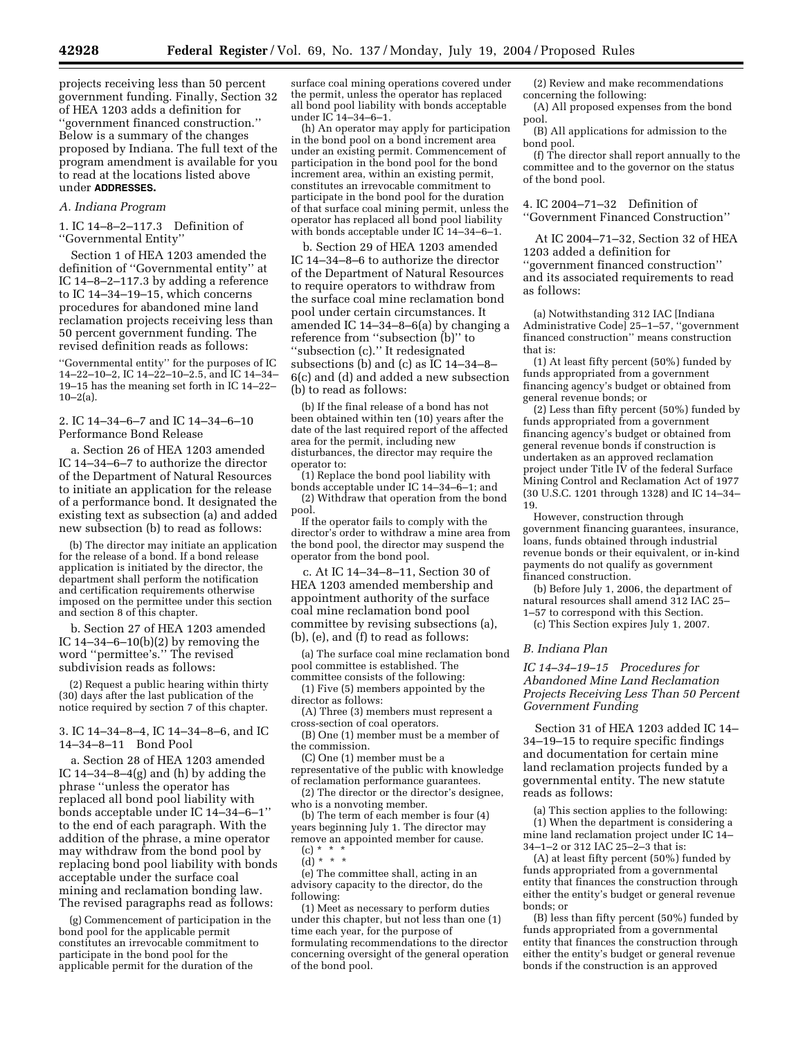projects receiving less than 50 percent government funding. Finally, Section 32 of HEA 1203 adds a definition for ''government financed construction.'' Below is a summary of the changes proposed by Indiana. The full text of the program amendment is available for you to read at the locations listed above under **ADDRESSES.**

### *A. Indiana Program*

1. IC 14–8–2–117.3 Definition of ''Governmental Entity''

Section 1 of HEA 1203 amended the definition of ''Governmental entity'' at IC 14–8–2–117.3 by adding a reference to IC 14–34–19–15, which concerns procedures for abandoned mine land reclamation projects receiving less than 50 percent government funding. The revised definition reads as follows:

''Governmental entity'' for the purposes of IC 14–22–10–2, IC 14–22–10–2.5, and IC 14–34–19–15 has the meaning set forth in IC 14–22–10–2(a).

2. IC 14–34–6–7 and IC 14–34–6–10 Performance Bond Release

a. Section 26 of HEA 1203 amended IC 14–34–6–7 to authorize the director of the Department of Natural Resources to initiate an application for the release of a performance bond. It designated the existing text as subsection (a) and added new subsection (b) to read as follows:

(b) The director may initiate an application for the release of a bond. If a bond release application is initiated by the director, the department shall perform the notification and certification requirements otherwise imposed on the permittee under this section and section 8 of this chapter.

b. Section 27 of HEA 1203 amended IC 14–34–6–10(b)(2) by removing the word ''permittee's.'' The revised subdivision reads as follows:

(2) Request a public hearing within thirty (30) days after the last publication of the notice required by section 7 of this chapter.

3. IC 14–34–8–4, IC 14–34–8–6, and IC 14–34–8–11 Bond Pool

a. Section 28 of HEA 1203 amended IC 14–34–8–4(g) and (h) by adding the phrase ''unless the operator has replaced all bond pool liability with bonds acceptable under IC 14–34–6–1'' to the end of each paragraph. With the addition of the phrase, a mine operator may withdraw from the bond pool by replacing bond pool liability with bonds acceptable under the surface coal mining and reclamation bonding law. The revised paragraphs read as follows:

(g) Commencement of participation in the bond pool for the applicable permit constitutes an irrevocable commitment to participate in the bond pool for the applicable permit for the duration of the surface coal mining operations covered under the permit, unless the operator has replaced all bond pool liability with bonds acceptable under IC 14–34–6–1.

(h) An operator may apply for participation in the bond pool on a bond increment area under an existing permit. Commencement of participation in the bond pool for the bond increment area, within an existing permit, constitutes an irrevocable commitment to participate in the bond pool for the duration of that surface coal mining permit, unless the operator has replaced all bond pool liability with bonds acceptable under IC 14–34–6–1.

b. Section 29 of HEA 1203 amended IC 14–34–8–6 to authorize the director of the Department of Natural Resources to require operators to withdraw from the surface coal mine reclamation bond pool under certain circumstances. It amended IC 14–34–8–6(a) by changing a reference from ''subsection (b)'' to ''subsection (c).'' It redesignated subsections (b) and (c) as IC 14–34–8–6(c) and (d) and added a new subsection (b) to read as follows:

(b) If the final release of a bond has not been obtained within ten (10) years after the date of the last required report of the affected area for the permit, including new disturbances, the director may require the operator to:

(1) Replace the bond pool liability with bonds acceptable under IC 14–34–6–1; and

(2) Withdraw that operation from the bond pool.

If the operator fails to comply with the director's order to withdraw a mine area from the bond pool, the director may suspend the operator from the bond pool.

c. At IC 14–34–8–11, Section 30 of HEA 1203 amended membership and appointment authority of the surface coal mine reclamation bond pool committee by revising subsections (a), (b), (e), and (f) to read as follows:

(a) The surface coal mine reclamation bond pool committee is established. The committee consists of the following:

(1) Five (5) members appointed by the director as follows:

(A) Three (3) members must represent a cross-section of coal operators.

(B) One (1) member must be a member of the commission.

(C) One (1) member must be a representative of the public with knowledge of reclamation performance guarantees.

(2) The director or the director's designee, who is a nonvoting member.

(b) The term of each member is four (4) years beginning July 1. The director may remove an appointed member for cause.

(c) * * *

(d) * * *

(e) The committee shall, acting in an advisory capacity to the director, do the following:

(1) Meet as necessary to perform duties under this chapter, but not less than one (1) time each year, for the purpose of formulating recommendations to the director concerning oversight of the general operation of the bond pool.

(2) Review and make recommendations concerning the following:

(A) All proposed expenses from the bond pool.

(B) All applications for admission to the bond pool.

(f) The director shall report annually to the committee and to the governor on the status of the bond pool.

4. IC 2004–71–32 Definition of ''Government Financed Construction''

At IC 2004–71–32, Section 32 of HEA 1203 added a definition for ''government financed construction'' and its associated requirements to read as follows:

(a) Notwithstanding 312 IAC [Indiana Administrative Code] 25–1–57, ''government financed construction'' means construction that is:

(1) At least fifty percent (50%) funded by funds appropriated from a government financing agency's budget or obtained from general revenue bonds; or

(2) Less than fifty percent (50%) funded by funds appropriated from a government financing agency's budget or obtained from general revenue bonds if construction is undertaken as an approved reclamation project under Title IV of the federal Surface Mining Control and Reclamation Act of 1977 (30 U.S.C. 1201 through 1328) and IC 14–34–19.

However, construction through government financing guarantees, insurance, loans, funds obtained through industrial revenue bonds or their equivalent, or in-kind payments do not qualify as government financed construction.

(b) Before July 1, 2006, the department of natural resources shall amend 312 IAC 25–1–57 to correspond with this Section.

(c) This Section expires July 1, 2007.

### *B. Indiana Plan*

*IC 14–34–19–15 Procedures for Abandoned Mine Land Reclamation Projects Receiving Less Than 50 Percent Government Funding*

Section 31 of HEA 1203 added IC 14–34–19–15 to require specific findings and documentation for certain mine land reclamation projects funded by a governmental entity. The new statute reads as follows:

(a) This section applies to the following:

(1) When the department is considering a mine land reclamation project under IC 14–34–1–2 or 312 IAC 25–2–3 that is:

(A) at least fifty percent (50%) funded by funds appropriated from a governmental entity that finances the construction through either the entity's budget or general revenue bonds; or

(B) less than fifty percent (50%) funded by funds appropriated from a governmental entity that finances the construction through either the entity's budget or general revenue bonds if the construction is an approved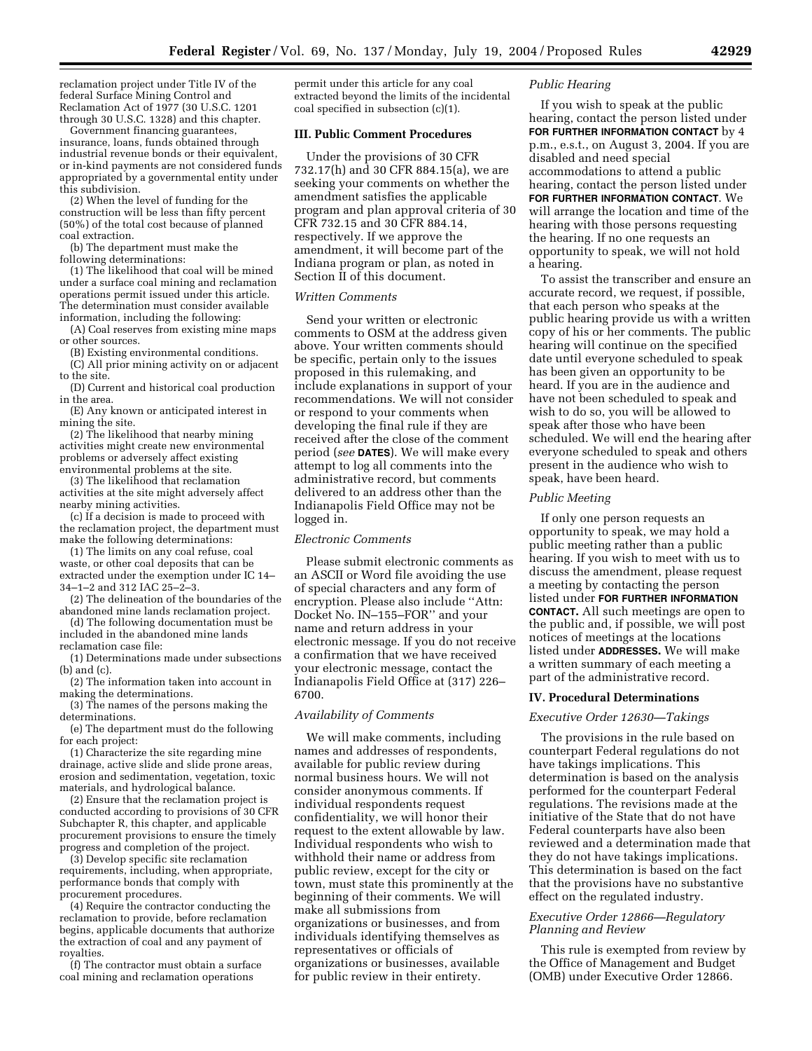reclamation project under Title IV of the federal Surface Mining Control and Reclamation Act of 1977 (30 U.S.C. 1201 through 30 U.S.C. 1328) and this chapter.

Government financing guarantees, insurance, loans, funds obtained through industrial revenue bonds or their equivalent, or in-kind payments are not considered funds appropriated by a governmental entity under this subdivision.

(2) When the level of funding for the construction will be less than fifty percent (50%) of the total cost because of planned coal extraction.

(b) The department must make the following determinations:

(1) The likelihood that coal will be mined under a surface coal mining and reclamation operations permit issued under this article. The determination must consider available information, including the following:

(A) Coal reserves from existing mine maps or other sources.

(B) Existing environmental conditions.

(C) All prior mining activity on or adjacent to the site.

(D) Current and historical coal production in the area.

(E) Any known or anticipated interest in mining the site.

(2) The likelihood that nearby mining activities might create new environmental problems or adversely affect existing environmental problems at the site.

(3) The likelihood that reclamation activities at the site might adversely affect nearby mining activities.

(c) If a decision is made to proceed with the reclamation project, the department must make the following determinations:

(1) The limits on any coal refuse, coal waste, or other coal deposits that can be extracted under the exemption under IC 14–34–1–2 and 312 IAC 25–2–3.

(2) The delineation of the boundaries of the abandoned mine lands reclamation project.

(d) The following documentation must be included in the abandoned mine lands reclamation case file:

(1) Determinations made under subsections (b) and (c).

(2) The information taken into account in making the determinations.

(3) The names of the persons making the determinations.

(e) The department must do the following for each project:

(1) Characterize the site regarding mine drainage, active slide and slide prone areas, erosion and sedimentation, vegetation, toxic materials, and hydrological balance.

(2) Ensure that the reclamation project is conducted according to provisions of 30 CFR Subchapter R, this chapter, and applicable procurement provisions to ensure the timely progress and completion of the project.

(3) Develop specific site reclamation requirements, including, when appropriate, performance bonds that comply with procurement procedures.

(4) Require the contractor conducting the reclamation to provide, before reclamation begins, applicable documents that authorize the extraction of coal and any payment of royalties.

(f) The contractor must obtain a surface coal mining and reclamation operations permit under this article for any coal extracted beyond the limits of the incidental coal specified in subsection (c)(1).

## III. Public Comment Procedures

Under the provisions of 30 CFR 732.17(h) and 30 CFR 884.15(a), we are seeking your comments on whether the amendment satisfies the applicable program and plan approval criteria of 30 CFR 732.15 and 30 CFR 884.14, respectively. If we approve the amendment, it will become part of the Indiana program or plan, as noted in Section II of this document.

### *Written Comments*

Send your written or electronic comments to OSM at the address given above. Your written comments should be specific, pertain only to the issues proposed in this rulemaking, and include explanations in support of your recommendations. We will not consider or respond to your comments when developing the final rule if they are received after the close of the comment period (*see* **DATES**). We will make every attempt to log all comments into the administrative record, but comments delivered to an address other than the Indianapolis Field Office may not be logged in.

### *Electronic Comments*

Please submit electronic comments as an ASCII or Word file avoiding the use of special characters and any form of encryption. Please also include ''Attn: Docket No. IN–155–FOR'' and your name and return address in your electronic message. If you do not receive a confirmation that we have received your electronic message, contact the Indianapolis Field Office at (317) 226–6700.

### *Availability of Comments*

We will make comments, including names and addresses of respondents, available for public review during normal business hours. We will not consider anonymous comments. If individual respondents request confidentiality, we will honor their request to the extent allowable by law. Individual respondents who wish to withhold their name or address from public review, except for the city or town, must state this prominently at the beginning of their comments. We will make all submissions from organizations or businesses, and from individuals identifying themselves as representatives or officials of organizations or businesses, available for public review in their entirety.

### *Public Hearing*

If you wish to speak at the public hearing, contact the person listed under **FOR FURTHER INFORMATION CONTACT** by 4 p.m., e.s.t., on August 3, 2004. If you are disabled and need special accommodations to attend a public hearing, contact the person listed under **FOR FURTHER INFORMATION CONTACT**. We will arrange the location and time of the hearing with those persons requesting the hearing. If no one requests an opportunity to speak, we will not hold a hearing.

To assist the transcriber and ensure an accurate record, we request, if possible, that each person who speaks at the public hearing provide us with a written copy of his or her comments. The public hearing will continue on the specified date until everyone scheduled to speak has been given an opportunity to be heard. If you are in the audience and have not been scheduled to speak and wish to do so, you will be allowed to speak after those who have been scheduled. We will end the hearing after everyone scheduled to speak and others present in the audience who wish to speak, have been heard.

### *Public Meeting*

If only one person requests an opportunity to speak, we may hold a public meeting rather than a public hearing. If you wish to meet with us to discuss the amendment, please request a meeting by contacting the person listed under **FOR FURTHER INFORMATION CONTACT.** All such meetings are open to the public and, if possible, we will post notices of meetings at the locations listed under **ADDRESSES.** We will make a written summary of each meeting a part of the administrative record.

## IV. Procedural Determinations

### *Executive Order 12630—Takings*

The provisions in the rule based on counterpart Federal regulations do not have takings implications. This determination is based on the analysis performed for the counterpart Federal regulations. The revisions made at the initiative of the State that do not have Federal counterparts have also been reviewed and a determination made that they do not have takings implications. This determination is based on the fact that the provisions have no substantive effect on the regulated industry.

### *Executive Order 12866—Regulatory Planning and Review*

This rule is exempted from review by the Office of Management and Budget (OMB) under Executive Order 12866.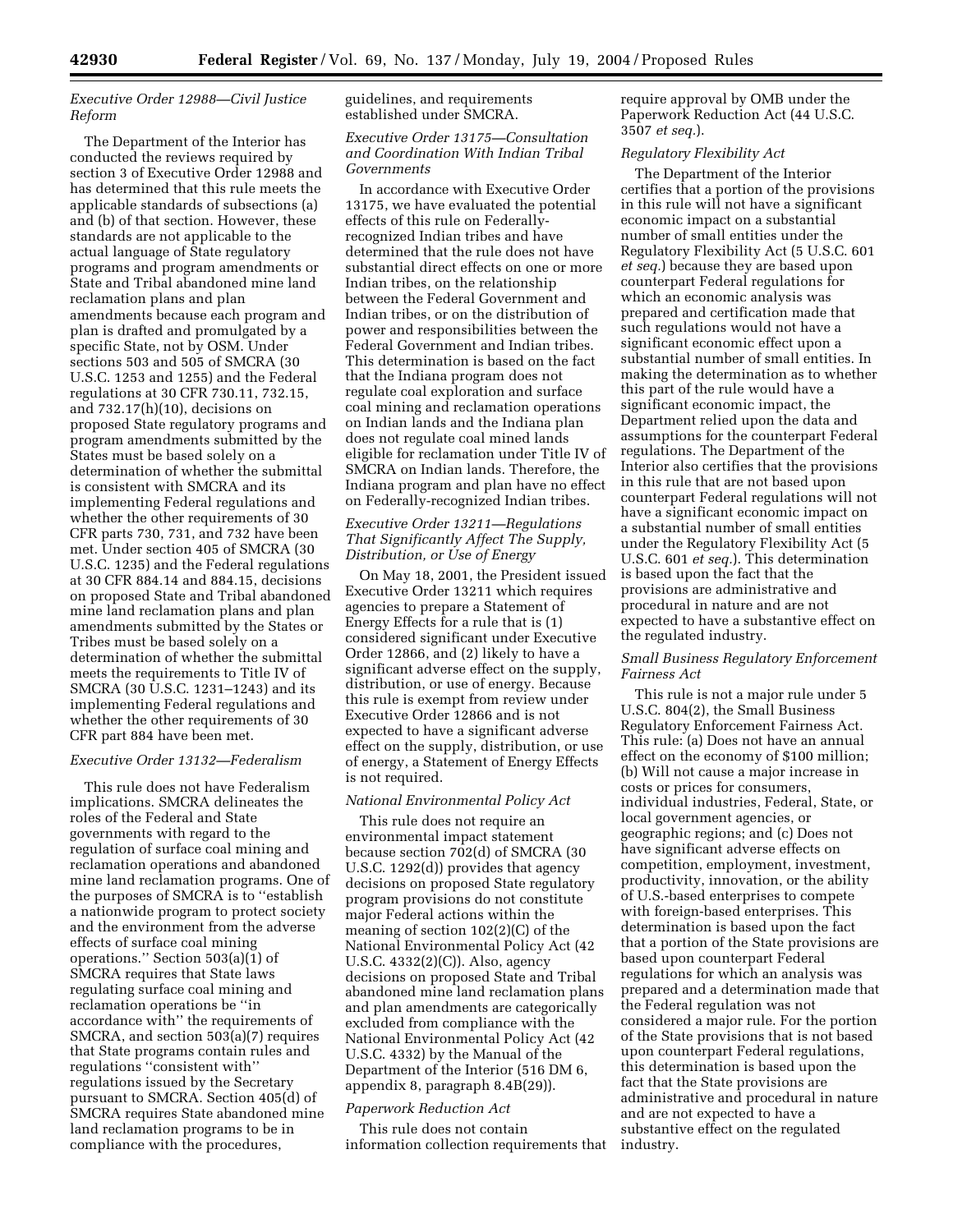### *Executive Order 12988—Civil Justice Reform*

The Department of the Interior has conducted the reviews required by section 3 of Executive Order 12988 and has determined that this rule meets the applicable standards of subsections (a) and (b) of that section. However, these standards are not applicable to the actual language of State regulatory programs and program amendments or State and Tribal abandoned mine land reclamation plans and plan amendments because each program and plan is drafted and promulgated by a specific State, not by OSM. Under sections 503 and 505 of SMCRA (30 U.S.C. 1253 and 1255) and the Federal regulations at 30 CFR 730.11, 732.15, and 732.17(h)(10), decisions on proposed State regulatory programs and program amendments submitted by the States must be based solely on a determination of whether the submittal is consistent with SMCRA and its implementing Federal regulations and whether the other requirements of 30 CFR parts 730, 731, and 732 have been met. Under section 405 of SMCRA (30 U.S.C. 1235) and the Federal regulations at 30 CFR 884.14 and 884.15, decisions on proposed State and Tribal abandoned mine land reclamation plans and plan amendments submitted by the States or Tribes must be based solely on a determination of whether the submittal meets the requirements to Title IV of SMCRA (30 U.S.C. 1231–1243) and its implementing Federal regulations and whether the other requirements of 30 CFR part 884 have been met.

### *Executive Order 13132—Federalism*

This rule does not have Federalism implications. SMCRA delineates the roles of the Federal and State governments with regard to the regulation of surface coal mining and reclamation operations and abandoned mine land reclamation programs. One of the purposes of SMCRA is to ''establish a nationwide program to protect society and the environment from the adverse effects of surface coal mining operations.'' Section 503(a)(1) of SMCRA requires that State laws regulating surface coal mining and reclamation operations be ''in accordance with'' the requirements of SMCRA, and section 503(a)(7) requires that State programs contain rules and regulations ''consistent with'' regulations issued by the Secretary pursuant to SMCRA. Section 405(d) of SMCRA requires State abandoned mine land reclamation programs to be in compliance with the procedures, guidelines, and requirements established under SMCRA.

### *Executive Order 13175—Consultation and Coordination With Indian Tribal Governments*

In accordance with Executive Order 13175, we have evaluated the potential effects of this rule on Federally-recognized Indian tribes and have determined that the rule does not have substantial direct effects on one or more Indian tribes, on the relationship between the Federal Government and Indian tribes, or on the distribution of power and responsibilities between the Federal Government and Indian tribes. This determination is based on the fact that the Indiana program does not regulate coal exploration and surface coal mining and reclamation operations on Indian lands and the Indiana plan does not regulate coal mined lands eligible for reclamation under Title IV of SMCRA on Indian lands. Therefore, the Indiana program and plan have no effect on Federally-recognized Indian tribes.

### *Executive Order 13211—Regulations That Significantly Affect The Supply, Distribution, or Use of Energy*

On May 18, 2001, the President issued Executive Order 13211 which requires agencies to prepare a Statement of Energy Effects for a rule that is (1) considered significant under Executive Order 12866, and (2) likely to have a significant adverse effect on the supply, distribution, or use of energy. Because this rule is exempt from review under Executive Order 12866 and is not expected to have a significant adverse effect on the supply, distribution, or use of energy, a Statement of Energy Effects is not required.

### *National Environmental Policy Act*

This rule does not require an environmental impact statement because section 702(d) of SMCRA (30 U.S.C. 1292(d)) provides that agency decisions on proposed State regulatory program provisions do not constitute major Federal actions within the meaning of section 102(2)(C) of the National Environmental Policy Act (42 U.S.C. 4332(2)(C)). Also, agency decisions on proposed State and Tribal abandoned mine land reclamation plans and plan amendments are categorically excluded from compliance with the National Environmental Policy Act (42 U.S.C. 4332) by the Manual of the Department of the Interior (516 DM 6, appendix 8, paragraph 8.4B(29)).

### *Paperwork Reduction Act*

This rule does not contain information collection requirements that require approval by OMB under the Paperwork Reduction Act (44 U.S.C. 3507 *et seq.*).

### *Regulatory Flexibility Act*

The Department of the Interior certifies that a portion of the provisions in this rule will not have a significant economic impact on a substantial number of small entities under the Regulatory Flexibility Act (5 U.S.C. 601 *et seq.*) because they are based upon counterpart Federal regulations for which an economic analysis was prepared and certification made that such regulations would not have a significant economic effect upon a substantial number of small entities. In making the determination as to whether this part of the rule would have a significant economic impact, the Department relied upon the data and assumptions for the counterpart Federal regulations. The Department of the Interior also certifies that the provisions in this rule that are not based upon counterpart Federal regulations will not have a significant economic impact on a substantial number of small entities under the Regulatory Flexibility Act (5 U.S.C. 601 *et seq.*). This determination is based upon the fact that the provisions are administrative and procedural in nature and are not expected to have a substantive effect on the regulated industry.

### *Small Business Regulatory Enforcement Fairness Act*

This rule is not a major rule under 5 U.S.C. 804(2), the Small Business Regulatory Enforcement Fairness Act. This rule: (a) Does not have an annual effect on the economy of $100 million; (b) Will not cause a major increase in costs or prices for consumers, individual industries, Federal, State, or local government agencies, or geographic regions; and (c) Does not have significant adverse effects on competition, employment, investment, productivity, innovation, or the ability of U.S.-based enterprises to compete with foreign-based enterprises. This determination is based upon the fact that a portion of the State provisions are based upon counterpart Federal regulations for which an analysis was prepared and a determination made that the Federal regulation was not considered a major rule. For the portion of the State provisions that is not based upon counterpart Federal regulations, this determination is based upon the fact that the State provisions are administrative and procedural in nature and are not expected to have a substantive effect on the regulated industry.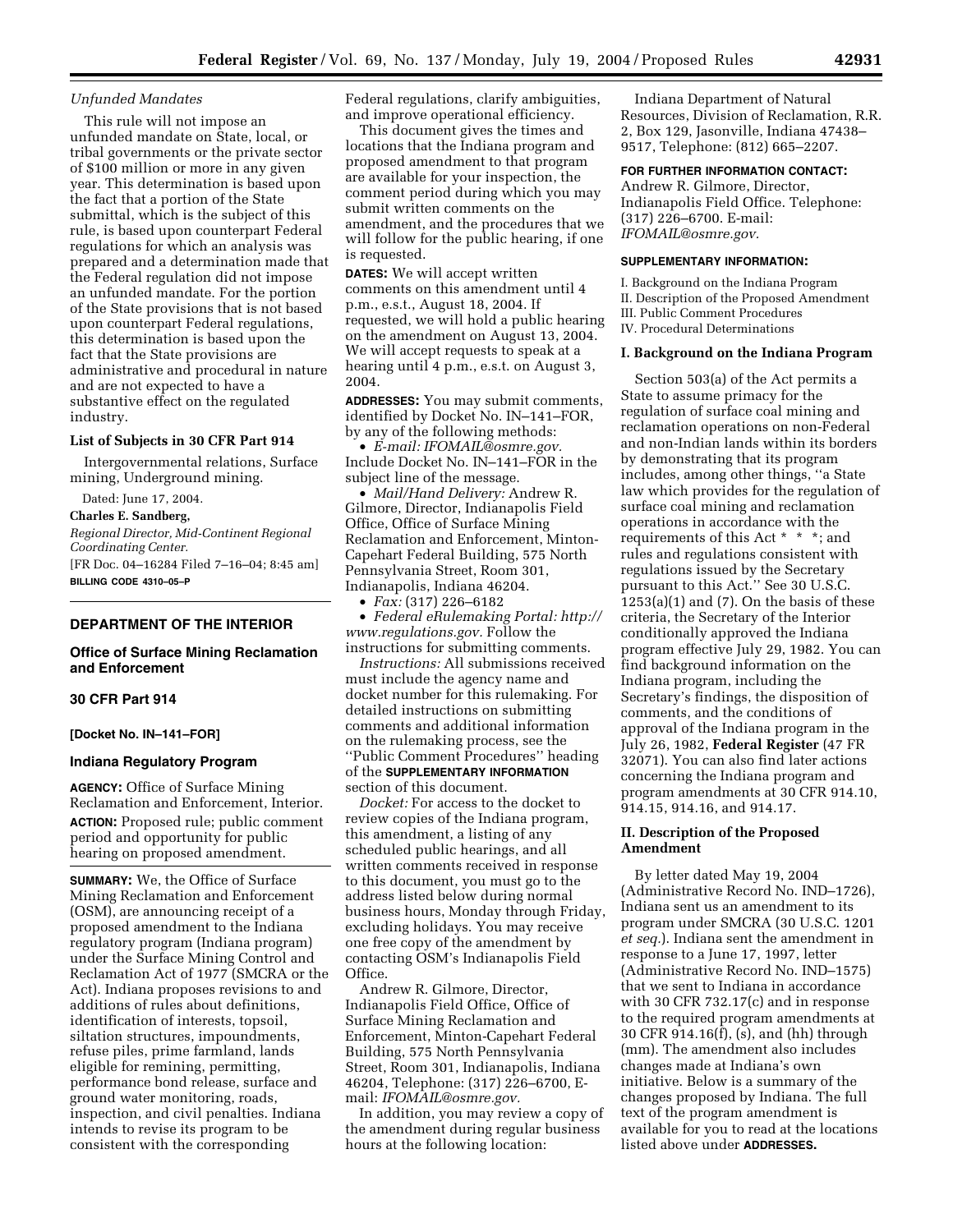*Unfunded Mandates*

This rule will not impose an unfunded mandate on State, local, or tribal governments or the private sector of $100 million or more in any given year. This determination is based upon the fact that a portion of the State submittal, which is the subject of this rule, is based upon counterpart Federal regulations for which an analysis was prepared and a determination made that the Federal regulation did not impose an unfunded mandate. For the portion of the State provisions that is not based upon counterpart Federal regulations, this determination is based upon the fact that the State provisions are administrative and procedural in nature and are not expected to have a substantive effect on the regulated industry.

**List of Subjects in 30 CFR Part 914**

Intergovernmental relations, Surface mining, Underground mining.

Dated: June 17, 2004.

**Charles E. Sandberg,**

*Regional Director, Mid-Continent Regional Coordinating Center.*

[FR Doc. 04–16284 Filed 7–16–04; 8:45 am]

**BILLING CODE 4310–05–P**

## DEPARTMENT OF THE INTERIOR

### Office of Surface Mining Reclamation and Enforcement

### 30 CFR Part 914

**[Docket No. IN–141–FOR]**

### Indiana Regulatory Program

**AGENCY:** Office of Surface Mining Reclamation and Enforcement, Interior.

**ACTION:** Proposed rule; public comment period and opportunity for public hearing on proposed amendment.

**SUMMARY:** We, the Office of Surface Mining Reclamation and Enforcement (OSM), are announcing receipt of a proposed amendment to the Indiana regulatory program (Indiana program) under the Surface Mining Control and Reclamation Act of 1977 (SMCRA or the Act). Indiana proposes revisions to and additions of rules about definitions, identification of interests, topsoil, siltation structures, impoundments, refuse piles, prime farmland, lands eligible for remining, permitting, performance bond release, surface and ground water monitoring, roads, inspection, and civil penalties. Indiana intends to revise its program to be consistent with the corresponding Federal regulations, clarify ambiguities, and improve operational efficiency.

This document gives the times and locations that the Indiana program and proposed amendment to that program are available for your inspection, the comment period during which you may submit written comments on the amendment, and the procedures that we will follow for the public hearing, if one is requested.

**DATES:** We will accept written comments on this amendment until 4 p.m., e.s.t., August 18, 2004. If requested, we will hold a public hearing on the amendment on August 13, 2004. We will accept requests to speak at a hearing until 4 p.m., e.s.t. on August 3, 2004.

**ADDRESSES:** You may submit comments, identified by Docket No. IN–141–FOR, by any of the following methods:

• *E-mail: IFOMAIL@osmre.gov.* Include Docket No. IN–141–FOR in the subject line of the message.

• *Mail/Hand Delivery:* Andrew R. Gilmore, Director, Indianapolis Field Office, Office of Surface Mining Reclamation and Enforcement, Minton-Capehart Federal Building, 575 North Pennsylvania Street, Room 301, Indianapolis, Indiana 46204.

• *Fax:* (317) 226–6182

• *Federal eRulemaking Portal: http://www.regulations.gov.* Follow the instructions for submitting comments.

*Instructions:* All submissions received must include the agency name and docket number for this rulemaking. For detailed instructions on submitting comments and additional information on the rulemaking process, see the ''Public Comment Procedures'' heading of the **SUPPLEMENTARY INFORMATION** section of this document.

*Docket:* For access to the docket to review copies of the Indiana program, this amendment, a listing of any scheduled public hearings, and all written comments received in response to this document, you must go to the address listed below during normal business hours, Monday through Friday, excluding holidays. You may receive one free copy of the amendment by contacting OSM's Indianapolis Field Office.

Andrew R. Gilmore, Director, Indianapolis Field Office, Office of Surface Mining Reclamation and Enforcement, Minton-Capehart Federal Building, 575 North Pennsylvania Street, Room 301, Indianapolis, Indiana 46204, Telephone: (317) 226–6700, E-mail: *IFOMAIL@osmre.gov.*

In addition, you may review a copy of the amendment during regular business hours at the following location:

Indiana Department of Natural Resources, Division of Reclamation, R.R. 2, Box 129, Jasonville, Indiana 47438–9517, Telephone: (812) 665–2207.

**FOR FURTHER INFORMATION CONTACT:** Andrew R. Gilmore, Director, Indianapolis Field Office. Telephone: (317) 226–6700. E-mail: *IFOMAIL@osmre.gov.*

**SUPPLEMENTARY INFORMATION:**

I. Background on the Indiana Program
II. Description of the Proposed Amendment
III. Public Comment Procedures
IV. Procedural Determinations

### I. Background on the Indiana Program

Section 503(a) of the Act permits a State to assume primacy for the regulation of surface coal mining and reclamation operations on non-Federal and non-Indian lands within its borders by demonstrating that its program includes, among other things, ''a State law which provides for the regulation of surface coal mining and reclamation operations in accordance with the requirements of this Act * * *; and rules and regulations consistent with regulations issued by the Secretary pursuant to this Act.'' See 30 U.S.C. 1253(a)(1) and (7). On the basis of these criteria, the Secretary of the Interior conditionally approved the Indiana program effective July 29, 1982. You can find background information on the Indiana program, including the Secretary's findings, the disposition of comments, and the conditions of approval of the Indiana program in the July 26, 1982, **Federal Register** (47 FR 32071). You can also find later actions concerning the Indiana program and program amendments at 30 CFR 914.10, 914.15, 914.16, and 914.17.

### II. Description of the Proposed Amendment

By letter dated May 19, 2004 (Administrative Record No. IND–1726), Indiana sent us an amendment to its program under SMCRA (30 U.S.C. 1201 *et seq.*). Indiana sent the amendment in response to a June 17, 1997, letter (Administrative Record No. IND–1575) that we sent to Indiana in accordance with 30 CFR 732.17(c) and in response to the required program amendments at 30 CFR 914.16(f), (s), and (hh) through (mm). The amendment also includes changes made at Indiana's own initiative. Below is a summary of the changes proposed by Indiana. The full text of the program amendment is available for you to read at the locations listed above under **ADDRESSES.**